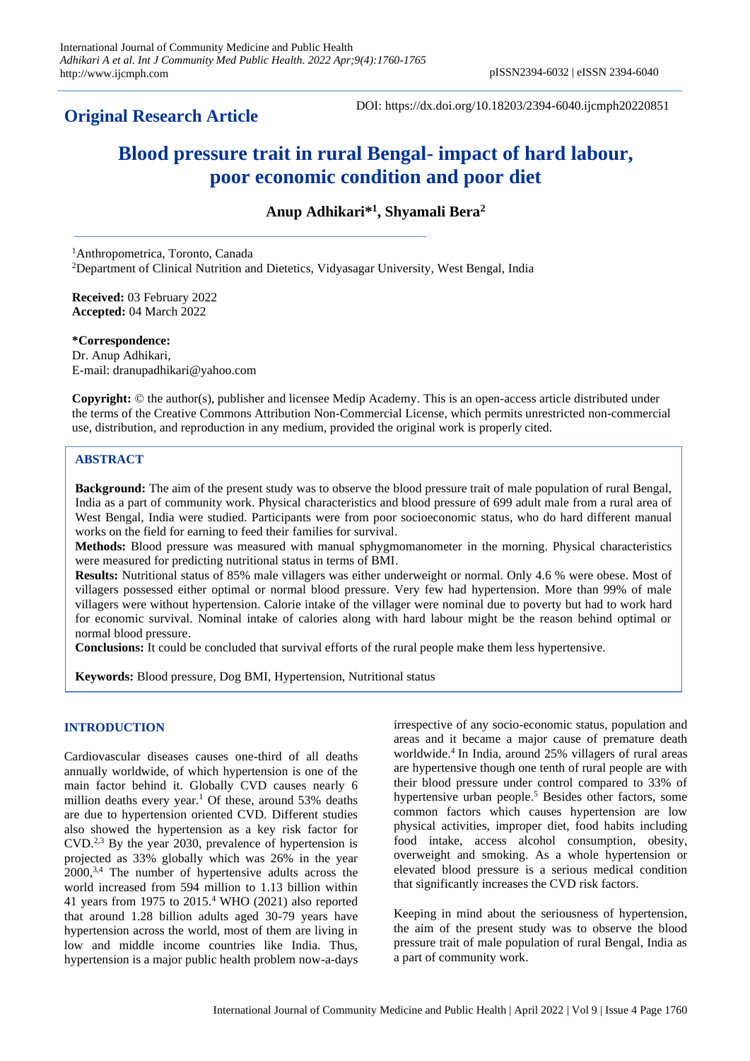## Original Research Article

DOI: https://dx.doi.org/10.18203/2394-6040.ijcmph20220851

# Blood pressure trait in rural Bengal- impact of hard labour, poor economic condition and poor diet

**Anup Adhikari*[1], Shyamali Bera[2]**

[1]Anthropometrica, Toronto, Canada

[2]Department of Clinical Nutrition and Dietetics, Vidyasagar University, West Bengal, India

**Received:** 03 February 2022
**Accepted:** 04 March 2022

**\*Correspondence:**
Dr. Anup Adhikari,
E-mail: dranupadhikari@yahoo.com

**Copyright:** © the author(s), publisher and licensee Medip Academy. This is an open-access article distributed under the terms of the Creative Commons Attribution Non-Commercial License, which permits unrestricted non-commercial use, distribution, and reproduction in any medium, provided the original work is properly cited.

## ABSTRACT

**Background:** The aim of the present study was to observe the blood pressure trait of male population of rural Bengal, India as a part of community work. Physical characteristics and blood pressure of 699 adult male from a rural area of West Bengal, India were studied. Participants were from poor socioeconomic status, who do hard different manual works on the field for earning to feed their families for survival.

**Methods:** Blood pressure was measured with manual sphygmomanometer in the morning. Physical characteristics were measured for predicting nutritional status in terms of BMI.

**Results:** Nutritional status of 85% male villagers was either underweight or normal. Only 4.6 % were obese. Most of villagers possessed either optimal or normal blood pressure. Very few had hypertension. More than 99% of male villagers were without hypertension. Calorie intake of the villager were nominal due to poverty but had to work hard for economic survival. Nominal intake of calories along with hard labour might be the reason behind optimal or normal blood pressure.

**Conclusions:** It could be concluded that survival efforts of the rural people make them less hypertensive.

**Keywords:** Blood pressure, Dog BMI, Hypertension, Nutritional status

## INTRODUCTION

Cardiovascular diseases causes one-third of all deaths annually worldwide, of which hypertension is one of the main factor behind it. Globally CVD causes nearly 6 million deaths every year.[1] Of these, around 53% deaths are due to hypertension oriented CVD. Different studies also showed the hypertension as a key risk factor for CVD.[2,3] By the year 2030, prevalence of hypertension is projected as 33% globally which was 26% in the year 2000,[3,4] The number of hypertensive adults across the world increased from 594 million to 1.13 billion within 41 years from 1975 to 2015.[4] WHO (2021) also reported that around 1.28 billion adults aged 30-79 years have hypertension across the world, most of them are living in low and middle income countries like India. Thus, hypertension is a major public health problem now-a-days irrespective of any socio-economic status, population and areas and it became a major cause of premature death worldwide.[4] In India, around 25% villagers of rural areas are hypertensive though one tenth of rural people are with their blood pressure under control compared to 33% of hypertensive urban people.[5] Besides other factors, some common factors which causes hypertension are low physical activities, improper diet, food habits including food intake, access alcohol consumption, obesity, overweight and smoking. As a whole hypertension or elevated blood pressure is a serious medical condition that significantly increases the CVD risk factors.

Keeping in mind about the seriousness of hypertension, the aim of the present study was to observe the blood pressure trait of male population of rural Bengal, India as a part of community work.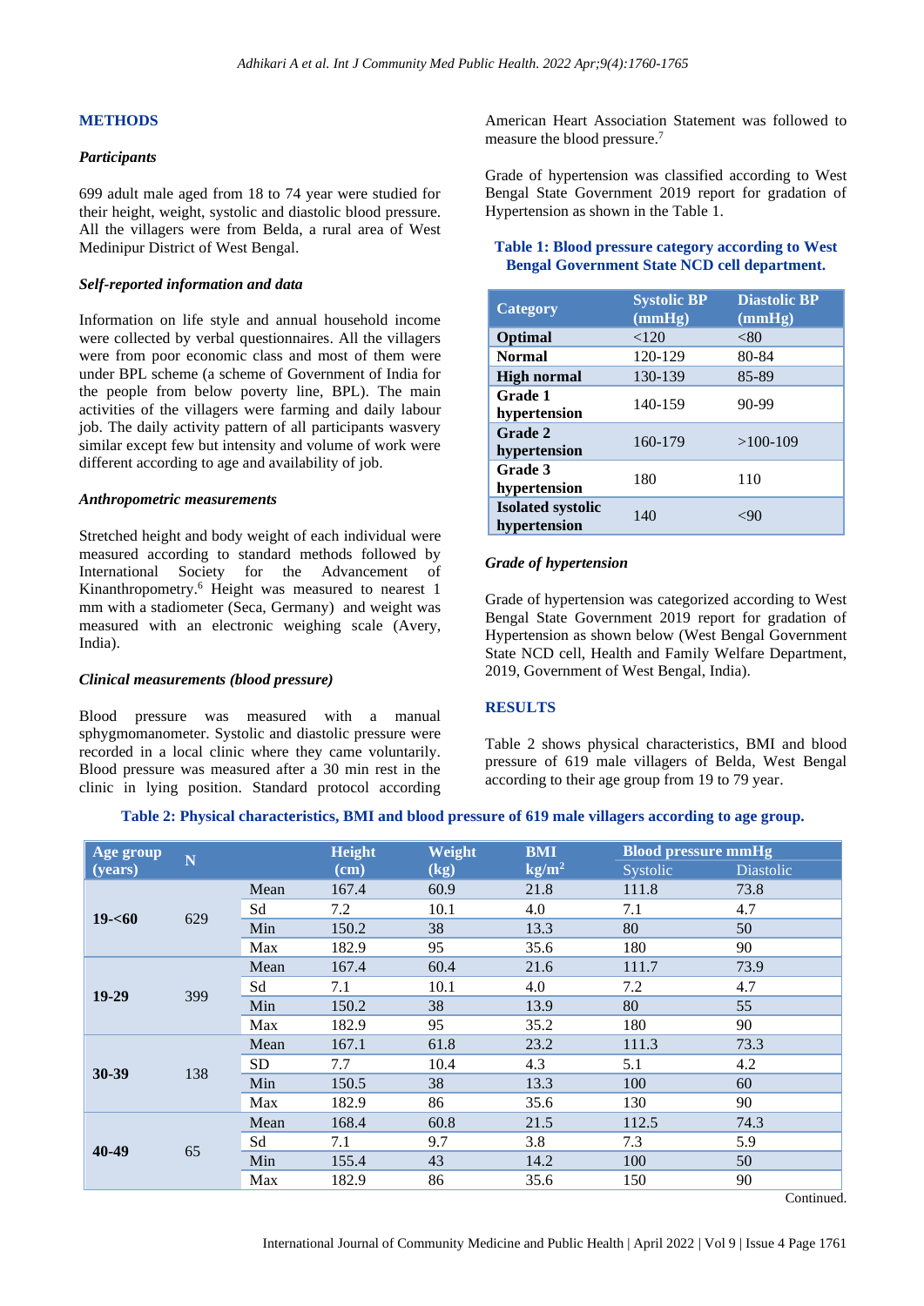## METHODS

### Participants

699 adult male aged from 18 to 74 year were studied for their height, weight, systolic and diastolic blood pressure. All the villagers were from Belda, a rural area of West Medinipur District of West Bengal.

### Self-reported information and data

Information on life style and annual household income were collected by verbal questionnaires. All the villagers were from poor economic class and most of them were under BPL scheme (a scheme of Government of India for the people from below poverty line, BPL). The main activities of the villagers were farming and daily labour job. The daily activity pattern of all participants wasvery similar except few but intensity and volume of work were different according to age and availability of job.

### Anthropometric measurements

Stretched height and body weight of each individual were measured according to standard methods followed by International Society for the Advancement of Kinanthropometry.[6] Height was measured to nearest 1 mm with a stadiometer (Seca, Germany) and weight was measured with an electronic weighing scale (Avery, India).

### Clinical measurements (blood pressure)

Blood pressure was measured with a manual sphygmomanometer. Systolic and diastolic pressure were recorded in a local clinic where they came voluntarily. Blood pressure was measured after a 30 min rest in the clinic in lying position. Standard protocol according American Heart Association Statement was followed to measure the blood pressure.[7]

Grade of hypertension was classified according to West Bengal State Government 2019 report for gradation of Hypertension as shown in the Table 1.

**Table 1: Blood pressure category according to West Bengal Government State NCD cell department.**

| Category | Systolic BP (mmHg) | Diastolic BP (mmHg) |
|---|---|---|
| **Optimal** | <120 | <80 |
| **Normal** | 120-129 | 80-84 |
| **High normal** | 130-139 | 85-89 |
| **Grade 1 hypertension** | 140-159 | 90-99 |
| **Grade 2 hypertension** | 160-179 | >100-109 |
| **Grade 3 hypertension** | 180 | 110 |
| **Isolated systolic hypertension** | 140 | <90 |

### Grade of hypertension

Grade of hypertension was categorized according to West Bengal State Government 2019 report for gradation of Hypertension as shown below (West Bengal Government State NCD cell, Health and Family Welfare Department, 2019, Government of West Bengal, India).

## RESULTS

Table 2 shows physical characteristics, BMI and blood pressure of 619 male villagers of Belda, West Bengal according to their age group from 19 to 79 year.

**Table 2: Physical characteristics, BMI and blood pressure of 619 male villagers according to age group.**

| Age group (years) | N | | Height (cm) | Weight (kg) | BMI kg/m$^2$ | Blood pressure mmHg | |
|---|---|---|---|---|---|---|---|
| | | | | | | Systolic | Diastolic |
| **19-<60** | 629 | Mean | 167.4 | 60.9 | 21.8 | 111.8 | 73.8 |
| | | Sd | 7.2 | 10.1 | 4.0 | 7.1 | 4.7 |
| | | Min | 150.2 | 38 | 13.3 | 80 | 50 |
| | | Max | 182.9 | 95 | 35.6 | 180 | 90 |
| **19-29** | 399 | Mean | 167.4 | 60.4 | 21.6 | 111.7 | 73.9 |
| | | Sd | 7.1 | 10.1 | 4.0 | 7.2 | 4.7 |
| | | Min | 150.2 | 38 | 13.9 | 80 | 55 |
| | | Max | 182.9 | 95 | 35.2 | 180 | 90 |
| **30-39** | 138 | Mean | 167.1 | 61.8 | 23.2 | 111.3 | 73.3 |
| | | SD | 7.7 | 10.4 | 4.3 | 5.1 | 4.2 |
| | | Min | 150.5 | 38 | 13.3 | 100 | 60 |
| | | Max | 182.9 | 86 | 35.6 | 130 | 90 |
| **40-49** | 65 | Mean | 168.4 | 60.8 | 21.5 | 112.5 | 74.3 |
| | | Sd | 7.1 | 9.7 | 3.8 | 7.3 | 5.9 |
| | | Min | 155.4 | 43 | 14.2 | 100 | 50 |
| | | Max | 182.9 | 86 | 35.6 | 150 | 90 |

Continued.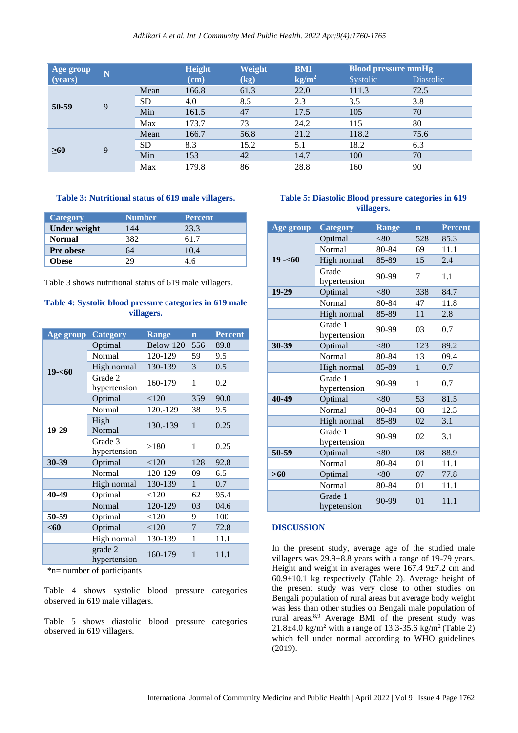| Age group (years) | N | | Height (cm) | Weight (kg) | BMI kg/m$^2$ | Blood pressure mmHg | |
|---|---|---|---|---|---|---|---|
| | | | | | | Systolic | Diastolic |
| 50-59 | 9 | Mean | 166.8 | 61.3 | 22.0 | 111.3 | 72.5 |
| | | SD | 4.0 | 8.5 | 2.3 | 3.5 | 3.8 |
| | | Min | 161.5 | 47 | 17.5 | 105 | 70 |
| | | Max | 173.7 | 73 | 24.2 | 115 | 80 |
| ≥60 | 9 | Mean | 166.7 | 56.8 | 21.2 | 118.2 | 75.6 |
| | | SD | 8.3 | 15.2 | 5.1 | 18.2 | 6.3 |
| | | Min | 153 | 42 | 14.7 | 100 | 70 |
| | | Max | 179.8 | 86 | 28.8 | 160 | 90 |

**Table 3: Nutritional status of 619 male villagers.**

| Category | Number | Percent |
|---|---|---|
| **Under weight** | 144 | 23.3 |
| **Normal** | 382 | 61.7 |
| **Pre obese** | 64 | 10.4 |
| **Obese** | 29 | 4.6 |

Table 3 shows nutritional status of 619 male villagers.

**Table 4: Systolic blood pressure categories in 619 male villagers.**

| Age group | Category | Range | n | Percent |
|---|---|---|---|---|
| **19-<60** | Optimal | Below 120 | 556 | 89.8 |
| | Normal | 120-129 | 59 | 9.5 |
| | High normal | 130-139 | 3 | 0.5 |
| | Grade 2 hypertension | 160-179 | 1 | 0.2 |
| **19-29** | Optimal | <120 | 359 | 90.0 |
| | Normal | 120.-129 | 38 | 9.5 |
| | High Normal | 130.-139 | 1 | 0.25 |
| | Grade 3 hypertension | >180 | 1 | 0.25 |
| **30-39** | Optimal | <120 | 128 | 92.8 |
| | Normal | 120-129 | 09 | 6.5 |
| | High normal | 130-139 | 1 | 0.7 |
| **40-49** | Optimal | <120 | 62 | 95.4 |
| | Normal | 120-129 | 03 | 04.6 |
| **50-59** | Optimal | <120 | 9 | 100 |
| **<60** | Optimal | <120 | 7 | 72.8 |
| | High normal | 130-139 | 1 | 11.1 |
| | grade 2 hypertension | 160-179 | 1 | 11.1 |

*n= number of participants

Table 4 shows systolic blood pressure categories observed in 619 male villagers.

Table 5 shows diastolic blood pressure categories observed in 619 villagers.

**Table 5: Diastolic Blood pressure categories in 619 villagers.**

| Age group | Category | Range | n | Percent |
|---|---|---|---|---|
| **19 -<60** | Optimal | <80 | 528 | 85.3 |
| | Normal | 80-84 | 69 | 11.1 |
| | High normal | 85-89 | 15 | 2.4 |
| | Grade hypertension | 90-99 | 7 | 1.1 |
| **19-29** | Optimal | <80 | 338 | 84.7 |
| | Normal | 80-84 | 47 | 11.8 |
| | High normal | 85-89 | 11 | 2.8 |
| | Grade 1 hypertension | 90-99 | 03 | 0.7 |
| **30-39** | Optimal | <80 | 123 | 89.2 |
| | Normal | 80-84 | 13 | 09.4 |
| | High normal | 85-89 | 1 | 0.7 |
| | Grade 1 hypertension | 90-99 | 1 | 0.7 |
| **40-49** | Optimal | <80 | 53 | 81.5 |
| | Normal | 80-84 | 08 | 12.3 |
| | High normal | 85-89 | 02 | 3.1 |
| | Grade 1 hypertension | 90-99 | 02 | 3.1 |
| **50-59** | Optimal | <80 | 08 | 88.9 |
| | Normal | 80-84 | 01 | 11.1 |
| **>60** | Optimal | <80 | 07 | 77.8 |
| | Normal | 80-84 | 01 | 11.1 |
| | Grade 1 hypetension | 90-99 | 01 | 11.1 |

## DISCUSSION

In the present study, average age of the studied male villagers was 29.9±8.8 years with a range of 19-79 years. Height and weight in averages were 167.4 9±7.2 cm and 60.9±10.1 kg respectively (Table 2). Average height of the present study was very close to other studies on Bengali population of rural areas but average body weight was less than other studies on Bengali male population of rural areas.[8,9] Average BMI of the present study was 21.8±4.0 kg/m$^2$ with a range of 13.3-35.6 kg/m$^2$ (Table 2) which fell under normal according to WHO guidelines (2019).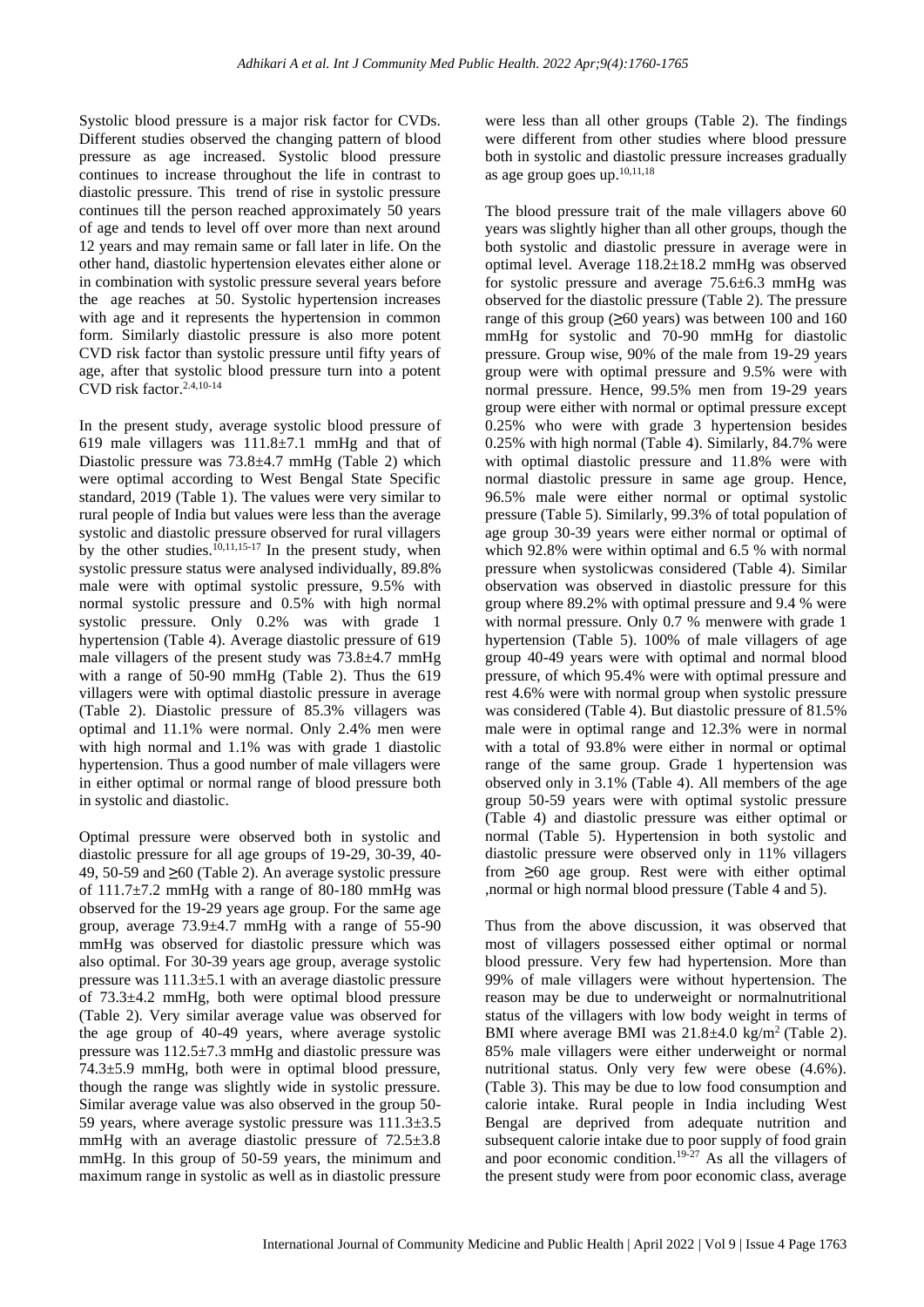Systolic blood pressure is a major risk factor for CVDs. Different studies observed the changing pattern of blood pressure as age increased. Systolic blood pressure continues to increase throughout the life in contrast to diastolic pressure. This trend of rise in systolic pressure continues till the person reached approximately 50 years of age and tends to level off over more than next around 12 years and may remain same or fall later in life. On the other hand, diastolic hypertension elevates either alone or in combination with systolic pressure several years before the age reaches at 50. Systolic hypertension increases with age and it represents the hypertension in common form. Similarly diastolic pressure is also more potent CVD risk factor than systolic pressure until fifty years of age, after that systolic blood pressure turn into a potent CVD risk factor.[2,4,10-14]

In the present study, average systolic blood pressure of 619 male villagers was 111.8±7.1 mmHg and that of Diastolic pressure was 73.8±4.7 mmHg (Table 2) which were optimal according to West Bengal State Specific standard, 2019 (Table 1). The values were very similar to rural people of India but values were less than the average systolic and diastolic pressure observed for rural villagers by the other studies.[10,11,15-17] In the present study, when systolic pressure status were analysed individually, 89.8% male were with optimal systolic pressure, 9.5% with normal systolic pressure and 0.5% with high normal systolic pressure. Only 0.2% was with grade 1 hypertension (Table 4). Average diastolic pressure of 619 male villagers of the present study was 73.8±4.7 mmHg with a range of 50-90 mmHg (Table 2). Thus the 619 villagers were with optimal diastolic pressure in average (Table 2). Diastolic pressure of 85.3% villagers was optimal and 11.1% were normal. Only 2.4% men were with high normal and 1.1% was with grade 1 diastolic hypertension. Thus a good number of male villagers were in either optimal or normal range of blood pressure both in systolic and diastolic.

Optimal pressure were observed both in systolic and diastolic pressure for all age groups of 19-29, 30-39, 40-49, 50-59 and ≥60 (Table 2). An average systolic pressure of 111.7±7.2 mmHg with a range of 80-180 mmHg was observed for the 19-29 years age group. For the same age group, average 73.9±4.7 mmHg with a range of 55-90 mmHg was observed for diastolic pressure which was also optimal. For 30-39 years age group, average systolic pressure was 111.3±5.1 with an average diastolic pressure of 73.3±4.2 mmHg, both were optimal blood pressure (Table 2). Very similar average value was observed for the age group of 40-49 years, where average systolic pressure was 112.5±7.3 mmHg and diastolic pressure was 74.3±5.9 mmHg, both were in optimal blood pressure, though the range was slightly wide in systolic pressure. Similar average value was also observed in the group 50-59 years, where average systolic pressure was 111.3±3.5 mmHg with an average diastolic pressure of 72.5±3.8 mmHg. In this group of 50-59 years, the minimum and maximum range in systolic as well as in diastolic pressure were less than all other groups (Table 2). The findings were different from other studies where blood pressure both in systolic and diastolic pressure increases gradually as age group goes up.[10,11,18]

The blood pressure trait of the male villagers above 60 years was slightly higher than all other groups, though the both systolic and diastolic pressure in average were in optimal level. Average 118.2±18.2 mmHg was observed for systolic pressure and average 75.6±6.3 mmHg was observed for the diastolic pressure (Table 2). The pressure range of this group (≥60 years) was between 100 and 160 mmHg for systolic and 70-90 mmHg for diastolic pressure. Group wise, 90% of the male from 19-29 years group were with optimal pressure and 9.5% were with normal pressure. Hence, 99.5% men from 19-29 years group were either with normal or optimal pressure except 0.25% who were with grade 3 hypertension besides 0.25% with high normal (Table 4). Similarly, 84.7% were with optimal diastolic pressure and 11.8% were with normal diastolic pressure in same age group. Hence, 96.5% male were either normal or optimal systolic pressure (Table 5). Similarly, 99.3% of total population of age group 30-39 years were either normal or optimal of which 92.8% were within optimal and 6.5 % with normal pressure when systolicwas considered (Table 4). Similar observation was observed in diastolic pressure for this group where 89.2% with optimal pressure and 9.4 % were with normal pressure. Only 0.7 % menwere with grade 1 hypertension (Table 5). 100% of male villagers of age group 40-49 years were with optimal and normal blood pressure, of which 95.4% were with optimal pressure and rest 4.6% were with normal group when systolic pressure was considered (Table 4). But diastolic pressure of 81.5% male were in optimal range and 12.3% were in normal with a total of 93.8% were either in normal or optimal range of the same group. Grade 1 hypertension was observed only in 3.1% (Table 4). All members of the age group 50-59 years were with optimal systolic pressure (Table 4) and diastolic pressure was either optimal or normal (Table 5). Hypertension in both systolic and diastolic pressure were observed only in 11% villagers from ≥60 age group. Rest were with either optimal ,normal or high normal blood pressure (Table 4 and 5).

Thus from the above discussion, it was observed that most of villagers possessed either optimal or normal blood pressure. Very few had hypertension. More than 99% of male villagers were without hypertension. The reason may be due to underweight or normalnutritional status of the villagers with low body weight in terms of BMI where average BMI was 21.8±4.0 kg/m$^2$ (Table 2). 85% male villagers were either underweight or normal nutritional status. Only very few were obese (4.6%). (Table 3). This may be due to low food consumption and calorie intake. Rural people in India including West Bengal are deprived from adequate nutrition and subsequent calorie intake due to poor supply of food grain and poor economic condition.[19-27] As all the villagers of the present study were from poor economic class, average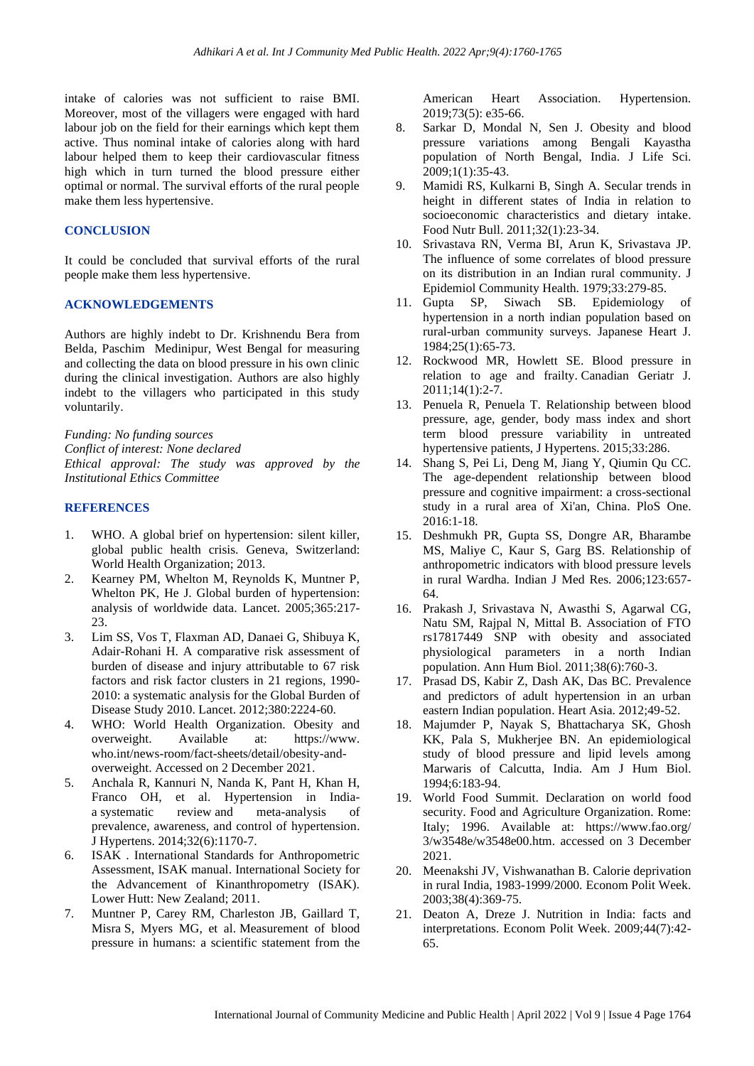intake of calories was not sufficient to raise BMI. Moreover, most of the villagers were engaged with hard labour job on the field for their earnings which kept them active. Thus nominal intake of calories along with hard labour helped them to keep their cardiovascular fitness high which in turn turned the blood pressure either optimal or normal. The survival efforts of the rural people make them less hypertensive.

## CONCLUSION

It could be concluded that survival efforts of the rural people make them less hypertensive.

## ACKNOWLEDGEMENTS

Authors are highly indebt to Dr. Krishnendu Bera from Belda, Paschim Medinipur, West Bengal for measuring and collecting the data on blood pressure in his own clinic during the clinical investigation. Authors are also highly indebt to the villagers who participated in this study voluntarily.

*Funding: No funding sources*
*Conflict of interest: None declared*
*Ethical approval: The study was approved by the Institutional Ethics Committee*

## REFERENCES

1. WHO. A global brief on hypertension: silent killer, global public health crisis. Geneva, Switzerland: World Health Organization; 2013.
2. Kearney PM, Whelton M, Reynolds K, Muntner P, Whelton PK, He J. Global burden of hypertension: analysis of worldwide data. Lancet. 2005;365:217-23.
3. Lim SS, Vos T, Flaxman AD, Danaei G, Shibuya K, Adair-Rohani H. A comparative risk assessment of burden of disease and injury attributable to 67 risk factors and risk factor clusters in 21 regions, 1990-2010: a systematic analysis for the Global Burden of Disease Study 2010. Lancet. 2012;380:2224-60.
4. WHO: World Health Organization. Obesity and overweight. Available at: https://www.who.int/news-room/fact-sheets/detail/obesity-and-overweight. Accessed on 2 December 2021.
5. Anchala R, Kannuri N, Nanda K, Pant H, Khan H, Franco OH, et al. Hypertension in India-a systematic review and meta-analysis of prevalence, awareness, and control of hypertension. J Hypertens. 2014;32(6):1170-7.
6. ISAK . International Standards for Anthropometric Assessment, ISAK manual. International Society for the Advancement of Kinanthropometry (ISAK). Lower Hutt: New Zealand; 2011.
7. Muntner P, Carey RM, Charleston JB, Gaillard T, Misra S, Myers MG, et al. Measurement of blood pressure in humans: a scientific statement from the American Heart Association. Hypertension. 2019;73(5): e35-66.
8. Sarkar D, Mondal N, Sen J. Obesity and blood pressure variations among Bengali Kayastha population of North Bengal, India. J Life Sci. 2009;1(1):35-43.
9. Mamidi RS, Kulkarni B, Singh A. Secular trends in height in different states of India in relation to socioeconomic characteristics and dietary intake. Food Nutr Bull. 2011;32(1):23-34.
10. Srivastava RN, Verma BI, Arun K, Srivastava JP. The influence of some correlates of blood pressure on its distribution in an Indian rural community. J Epidemiol Community Health. 1979;33:279-85.
11. Gupta SP, Siwach SB. Epidemiology of hypertension in a north indian population based on rural-urban community surveys. Japanese Heart J. 1984;25(1):65-73.
12. Rockwood MR, Howlett SE. Blood pressure in relation to age and frailty. Canadian Geriatr J. 2011;14(1):2-7.
13. Penuela R, Penuela T. Relationship between blood pressure, age, gender, body mass index and short term blood pressure variability in untreated hypertensive patients, J Hypertens. 2015;33:286.
14. Shang S, Pei Li, Deng M, Jiang Y, Qiumin Qu CC. The age-dependent relationship between blood pressure and cognitive impairment: a cross-sectional study in a rural area of Xi'an, China. PloS One. 2016:1-18.
15. Deshmukh PR, Gupta SS, Dongre AR, Bharambe MS, Maliye C, Kaur S, Garg BS. Relationship of anthropometric indicators with blood pressure levels in rural Wardha. Indian J Med Res. 2006;123:657-64.
16. Prakash J, Srivastava N, Awasthi S, Agarwal CG, Natu SM, Rajpal N, Mittal B. Association of FTO rs17817449 SNP with obesity and associated physiological parameters in a north Indian population. Ann Hum Biol. 2011;38(6):760-3.
17. Prasad DS, Kabir Z, Dash AK, Das BC. Prevalence and predictors of adult hypertension in an urban eastern Indian population. Heart Asia. 2012;49-52.
18. Majumder P, Nayak S, Bhattacharya SK, Ghosh KK, Pala S, Mukherjee BN. An epidemiological study of blood pressure and lipid levels among Marwaris of Calcutta, India. Am J Hum Biol. 1994;6:183-94.
19. World Food Summit. Declaration on world food security. Food and Agriculture Organization. Rome: Italy; 1996. Available at: https://www.fao.org/3/w3548e/w3548e00.htm. accessed on 3 December 2021.
20. Meenakshi JV, Vishwanathan B. Calorie deprivation in rural India, 1983-1999/2000. Econom Polit Week. 2003;38(4):369-75.
21. Deaton A, Dreze J. Nutrition in India: facts and interpretations. Econom Polit Week. 2009;44(7):42-65.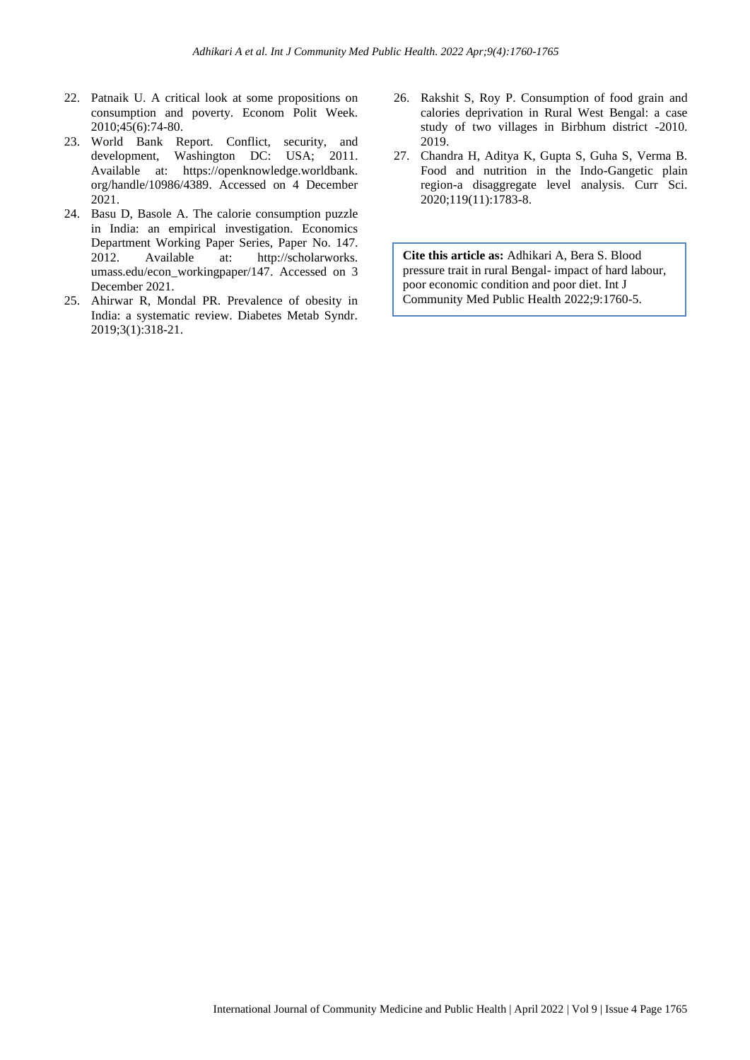22. Patnaik U. A critical look at some propositions on consumption and poverty. Econom Polit Week. 2010;45(6):74-80.
23. World Bank Report. Conflict, security, and development, Washington DC: USA; 2011. Available at: https://openknowledge.worldbank.org/handle/10986/4389. Accessed on 4 December 2021.
24. Basu D, Basole A. The calorie consumption puzzle in India: an empirical investigation. Economics Department Working Paper Series, Paper No. 147. 2012. Available at: http://scholarworks.umass.edu/econ_workingpaper/147. Accessed on 3 December 2021.
25. Ahirwar R, Mondal PR. Prevalence of obesity in India: a systematic review. Diabetes Metab Syndr. 2019;3(1):318-21.
26. Rakshit S, Roy P. Consumption of food grain and calories deprivation in Rural West Bengal: a case study of two villages in Birbhum district -2010. 2019.
27. Chandra H, Aditya K, Gupta S, Guha S, Verma B. Food and nutrition in the Indo-Gangetic plain region-a disaggregate level analysis. Curr Sci. 2020;119(11):1783-8.

**Cite this article as:** Adhikari A, Bera S. Blood pressure trait in rural Bengal- impact of hard labour, poor economic condition and poor diet. Int J Community Med Public Health 2022;9:1760-5.